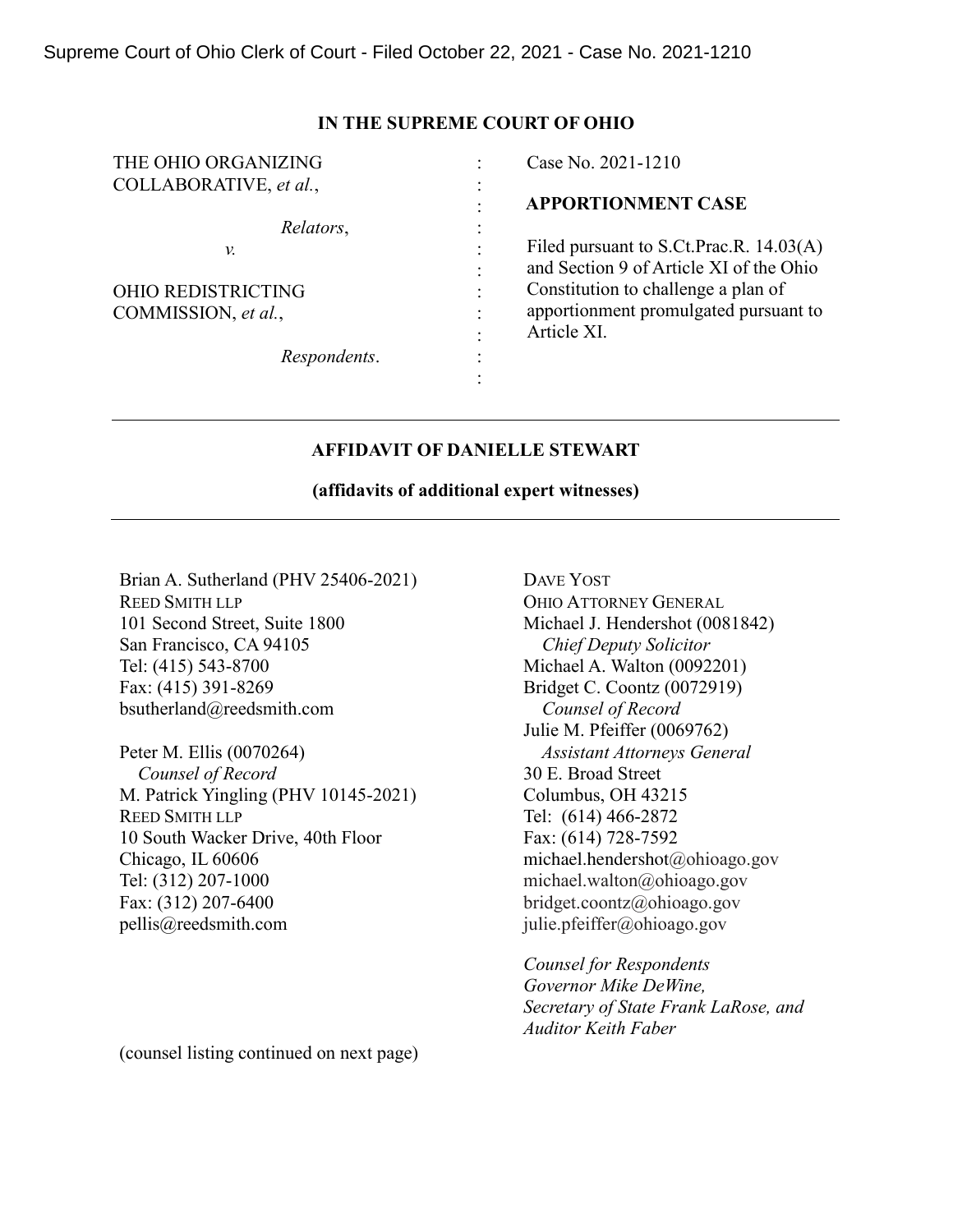Supreme Court of Ohio Clerk of Court - Filed October 22, 2021 - Case No. 2021-1210

**IN THE SUPREME COURT OF OHIO**

| | | |
|---|---|---|
| THE OHIO ORGANIZING COLLABORATIVE, *et al.*, | : | Case No. 2021-1210 |
| | : | **APPORTIONMENT CASE** |
| *Relators*, | : | |
| *v.* | : | Filed pursuant to S.Ct.Prac.R. 14.03(A) and Section 9 of Article XI of the Ohio Constitution to challenge a plan of apportionment promulgated pursuant to Article XI. |
| OHIO REDISTRICTING COMMISSION, *et al.*, | : | |
| *Respondents*. | : | |

---

**AFFIDAVIT OF DANIELLE STEWART**

**(affidavits of additional expert witnesses)**

---

Brian A. Sutherland (PHV 25406-2021)
REED SMITH LLP
101 Second Street, Suite 1800
San Francisco, CA 94105
Tel: (415) 543-8700
Fax: (415) 391-8269
bsutherland@reedsmith.com

Peter M. Ellis (0070264)
*Counsel of Record*
M. Patrick Yingling (PHV 10145-2021)
REED SMITH LLP
10 South Wacker Drive, 40th Floor
Chicago, IL 60606
Tel: (312) 207-1000
Fax: (312) 207-6400
pellis@reedsmith.com

DAVE YOST
OHIO ATTORNEY GENERAL
Michael J. Hendershot (0081842)
*Chief Deputy Solicitor*
Michael A. Walton (0092201)
Bridget C. Coontz (0072919)
*Counsel of Record*
Julie M. Pfeiffer (0069762)
*Assistant Attorneys General*
30 E. Broad Street
Columbus, OH 43215
Tel: (614) 466-2872
Fax: (614) 728-7592
michael.hendershot@ohioago.gov
michael.walton@ohioago.gov
bridget.coontz@ohioago.gov
julie.pfeiffer@ohioago.gov

*Counsel for Respondents Governor Mike DeWine, Secretary of State Frank LaRose, and Auditor Keith Faber*

(counsel listing continued on next page)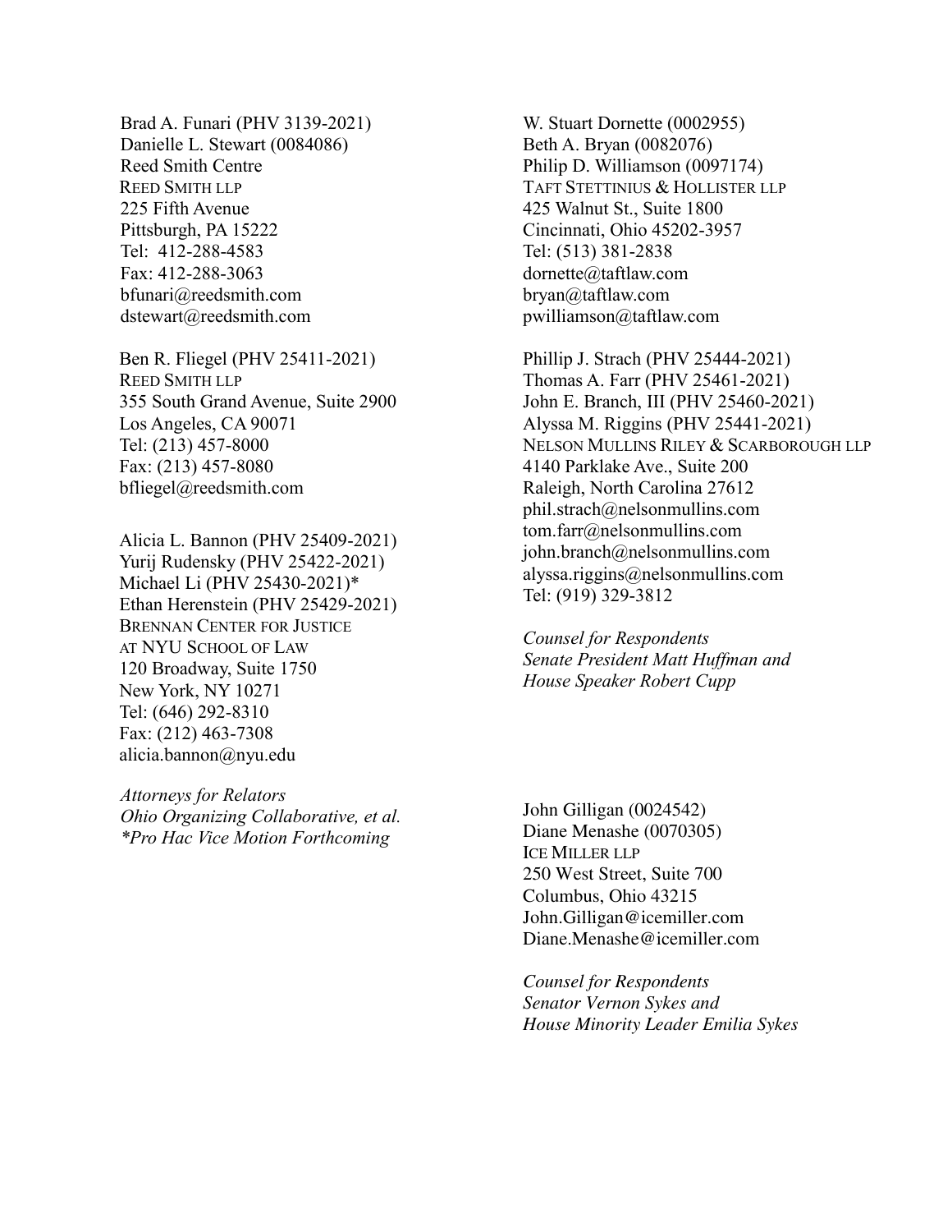Brad A. Funari (PHV 3139-2021)
Danielle L. Stewart (0084086)
Reed Smith Centre
REED SMITH LLP
225 Fifth Avenue
Pittsburgh, PA 15222
Tel: 412-288-4583
Fax: 412-288-3063
bfunari@reedsmith.com
dstewart@reedsmith.com

Ben R. Fliegel (PHV 25411-2021)
REED SMITH LLP
355 South Grand Avenue, Suite 2900
Los Angeles, CA 90071
Tel: (213) 457-8000
Fax: (213) 457-8080
bfliegel@reedsmith.com

Alicia L. Bannon (PHV 25409-2021)
Yurij Rudensky (PHV 25422-2021)
Michael Li (PHV 25430-2021)*
Ethan Herenstein (PHV 25429-2021)
BRENNAN CENTER FOR JUSTICE
AT NYU SCHOOL OF LAW
120 Broadway, Suite 1750
New York, NY 10271
Tel: (646) 292-8310
Fax: (212) 463-7308
alicia.bannon@nyu.edu

*Attorneys for Relators*
*Ohio Organizing Collaborative, et al.*
*\*Pro Hac Vice Motion Forthcoming*

W. Stuart Dornette (0002955)
Beth A. Bryan (0082076)
Philip D. Williamson (0097174)
TAFT STETTINIUS & HOLLISTER LLP
425 Walnut St., Suite 1800
Cincinnati, Ohio 45202-3957
Tel: (513) 381-2838
dornette@taftlaw.com
bryan@taftlaw.com
pwilliamson@taftlaw.com

Phillip J. Strach (PHV 25444-2021)
Thomas A. Farr (PHV 25461-2021)
John E. Branch, III (PHV 25460-2021)
Alyssa M. Riggins (PHV 25441-2021)
NELSON MULLINS RILEY & SCARBOROUGH LLP
4140 Parklake Ave., Suite 200
Raleigh, North Carolina 27612
phil.strach@nelsonmullins.com
tom.farr@nelsonmullins.com
john.branch@nelsonmullins.com
alyssa.riggins@nelsonmullins.com
Tel: (919) 329-3812

*Counsel for Respondents*
*Senate President Matt Huffman and*
*House Speaker Robert Cupp*

John Gilligan (0024542)
Diane Menashe (0070305)
ICE MILLER LLP
250 West Street, Suite 700
Columbus, Ohio 43215
John.Gilligan@icemiller.com
Diane.Menashe@icemiller.com

*Counsel for Respondents*
*Senator Vernon Sykes and*
*House Minority Leader Emilia Sykes*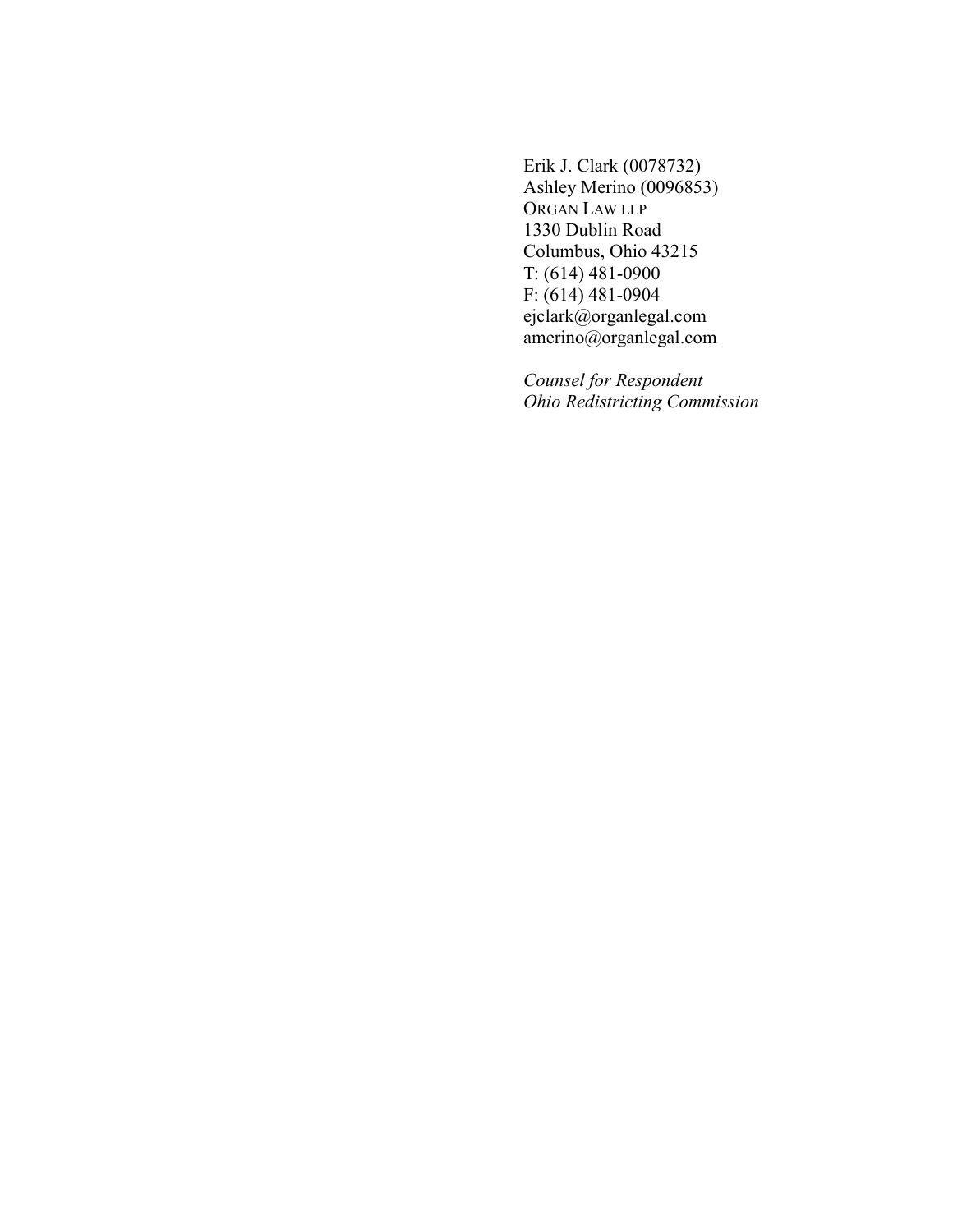Erik J. Clark (0078732)
Ashley Merino (0096853)
ORGAN LAW LLP
1330 Dublin Road
Columbus, Ohio 43215
T: (614) 481-0900
F: (614) 481-0904
ejclark@organlegal.com
amerino@organlegal.com

*Counsel for Respondent*
*Ohio Redistricting Commission*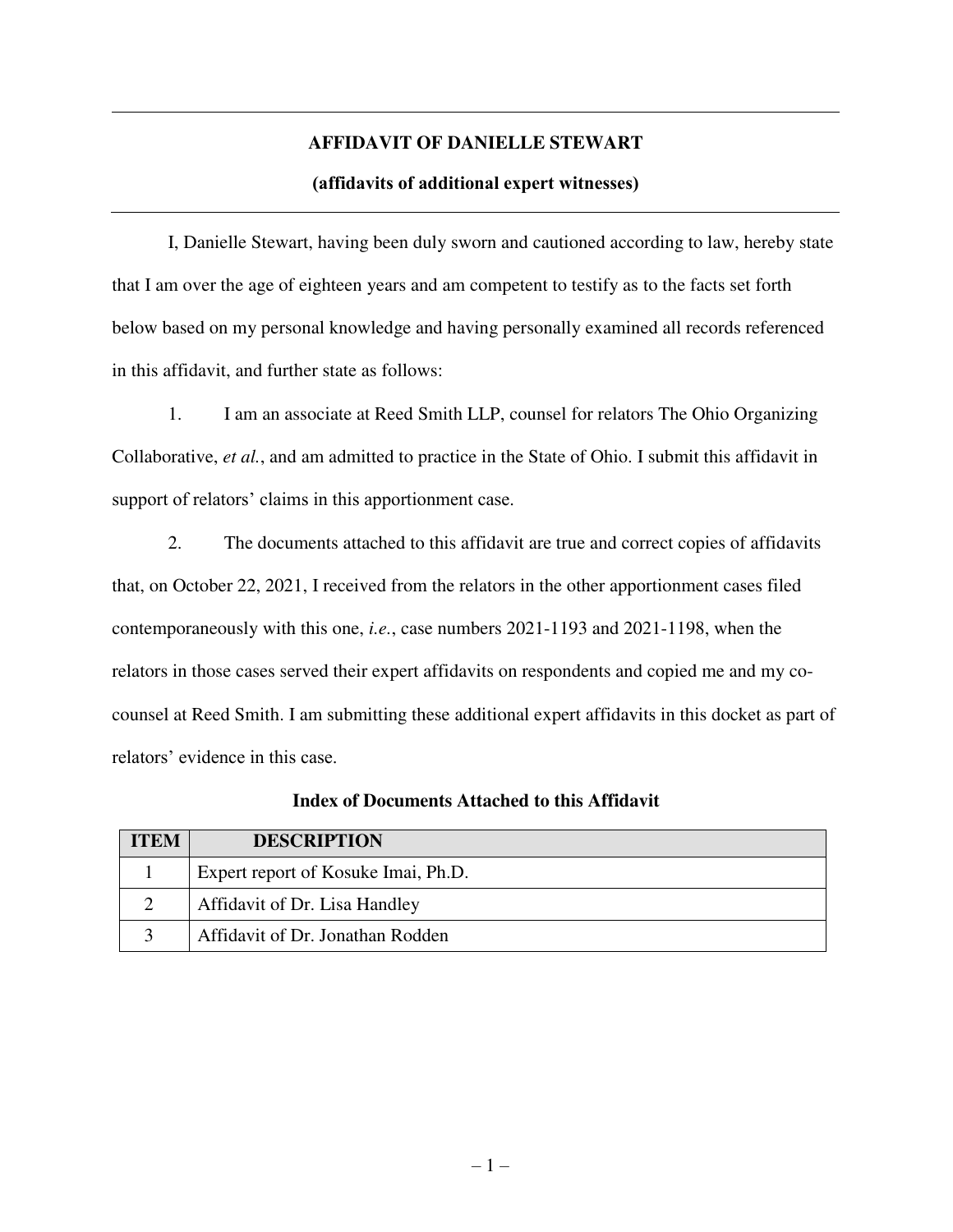---

**AFFIDAVIT OF DANIELLE STEWART**

**(affidavits of additional expert witnesses)**

---

I, Danielle Stewart, having been duly sworn and cautioned according to law, hereby state that I am over the age of eighteen years and am competent to testify as to the facts set forth below based on my personal knowledge and having personally examined all records referenced in this affidavit, and further state as follows:

1. I am an associate at Reed Smith LLP, counsel for relators The Ohio Organizing Collaborative, *et al.*, and am admitted to practice in the State of Ohio. I submit this affidavit in support of relators' claims in this apportionment case.

2. The documents attached to this affidavit are true and correct copies of affidavits that, on October 22, 2021, I received from the relators in the other apportionment cases filed contemporaneously with this one, *i.e.*, case numbers 2021-1193 and 2021-1198, when the relators in those cases served their expert affidavits on respondents and copied me and my co-counsel at Reed Smith. I am submitting these additional expert affidavits in this docket as part of relators' evidence in this case.

**Index of Documents Attached to this Affidavit**

| ITEM | DESCRIPTION |
|---|---|
| 1 | Expert report of Kosuke Imai, Ph.D. |
| 2 | Affidavit of Dr. Lisa Handley |
| 3 | Affidavit of Dr. Jonathan Rodden |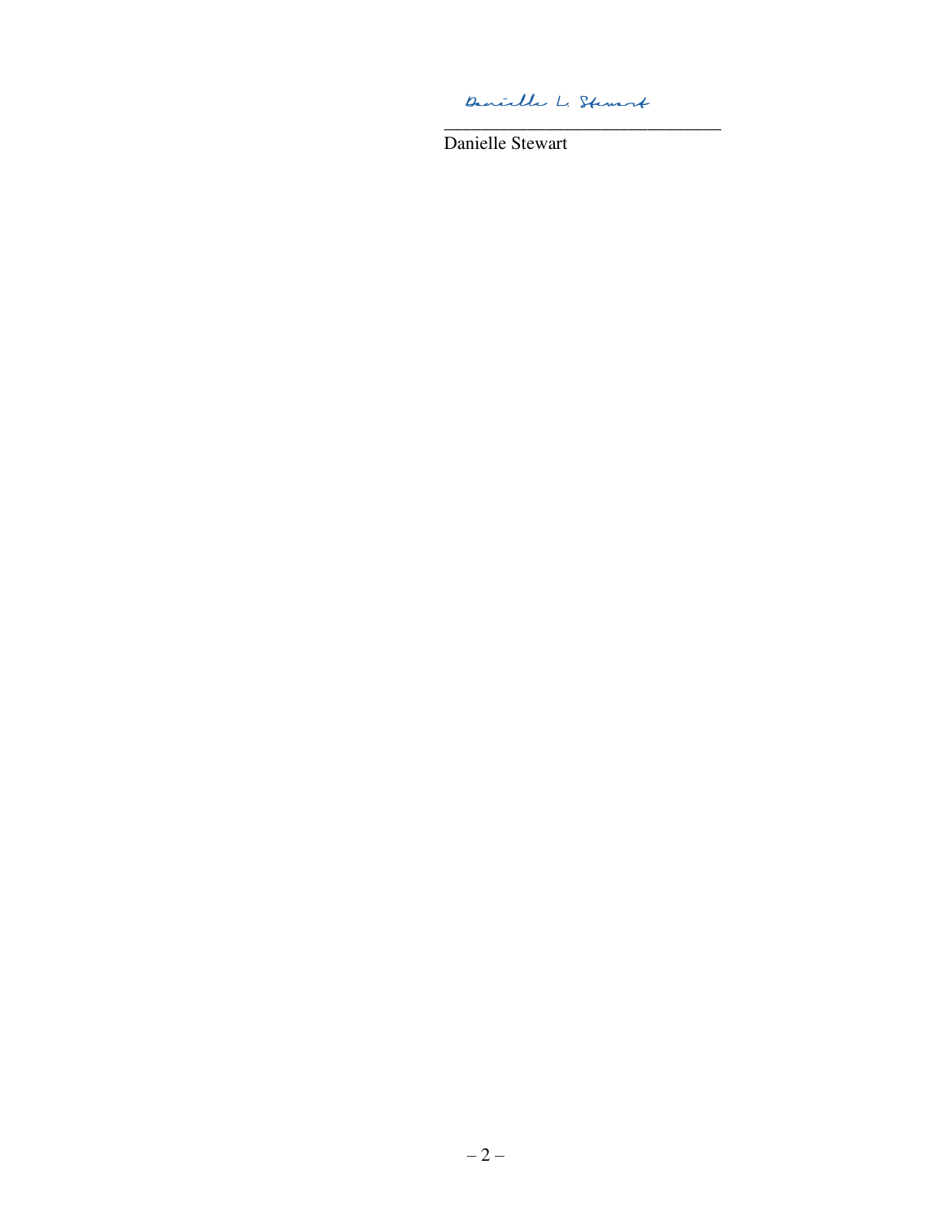Danielle L. Stewart

\_\_\_\_\_\_\_\_\_\_\_\_\_\_\_\_\_\_\_\_\_\_\_\_\_\_\_\_\_\_\_\_

Danielle Stewart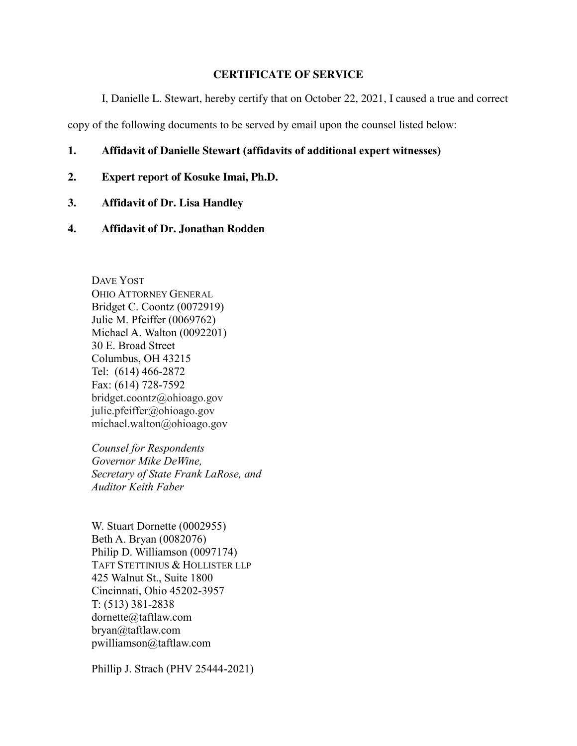## CERTIFICATE OF SERVICE

I, Danielle L. Stewart, hereby certify that on October 22, 2021, I caused a true and correct copy of the following documents to be served by email upon the counsel listed below:

1. **Affidavit of Danielle Stewart (affidavits of additional expert witnesses)**
2. **Expert report of Kosuke Imai, Ph.D.**
3. **Affidavit of Dr. Lisa Handley**
4. **Affidavit of Dr. Jonathan Rodden**

DAVE YOST
OHIO ATTORNEY GENERAL
Bridget C. Coontz (0072919)
Julie M. Pfeiffer (0069762)
Michael A. Walton (0092201)
30 E. Broad Street
Columbus, OH 43215
Tel: (614) 466-2872
Fax: (614) 728-7592
bridget.coontz@ohioago.gov
julie.pfeiffer@ohioago.gov
michael.walton@ohioago.gov

*Counsel for Respondents Governor Mike DeWine, Secretary of State Frank LaRose, and Auditor Keith Faber*

W. Stuart Dornette (0002955)
Beth A. Bryan (0082076)
Philip D. Williamson (0097174)
TAFT STETTINIUS & HOLLISTER LLP
425 Walnut St., Suite 1800
Cincinnati, Ohio 45202-3957
T: (513) 381-2838
dornette@taftlaw.com
bryan@taftlaw.com
pwilliamson@taftlaw.com

Phillip J. Strach (PHV 25444-2021)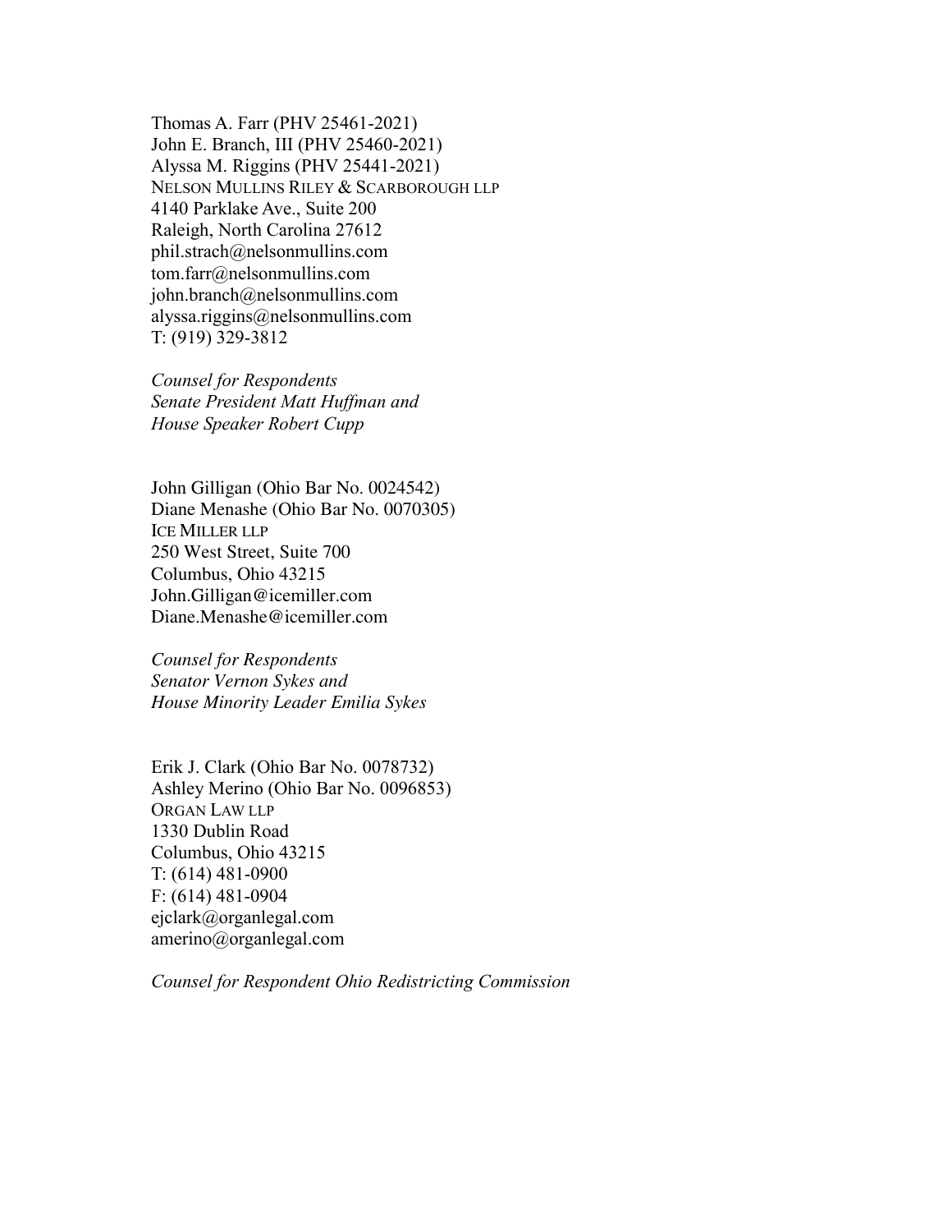Thomas A. Farr (PHV 25461-2021)
John E. Branch, III (PHV 25460-2021)
Alyssa M. Riggins (PHV 25441-2021)
NELSON MULLINS RILEY & SCARBOROUGH LLP
4140 Parklake Ave., Suite 200
Raleigh, North Carolina 27612
phil.strach@nelsonmullins.com
tom.farr@nelsonmullins.com
john.branch@nelsonmullins.com
alyssa.riggins@nelsonmullins.com
T: (919) 329-3812

*Counsel for Respondents*
*Senate President Matt Huffman and*
*House Speaker Robert Cupp*

John Gilligan (Ohio Bar No. 0024542)
Diane Menashe (Ohio Bar No. 0070305)
ICE MILLER LLP
250 West Street, Suite 700
Columbus, Ohio 43215
John.Gilligan@icemiller.com
Diane.Menashe@icemiller.com

*Counsel for Respondents*
*Senator Vernon Sykes and*
*House Minority Leader Emilia Sykes*

Erik J. Clark (Ohio Bar No. 0078732)
Ashley Merino (Ohio Bar No. 0096853)
ORGAN LAW LLP
1330 Dublin Road
Columbus, Ohio 43215
T: (614) 481-0900
F: (614) 481-0904
ejclark@organlegal.com
amerino@organlegal.com

*Counsel for Respondent Ohio Redistricting Commission*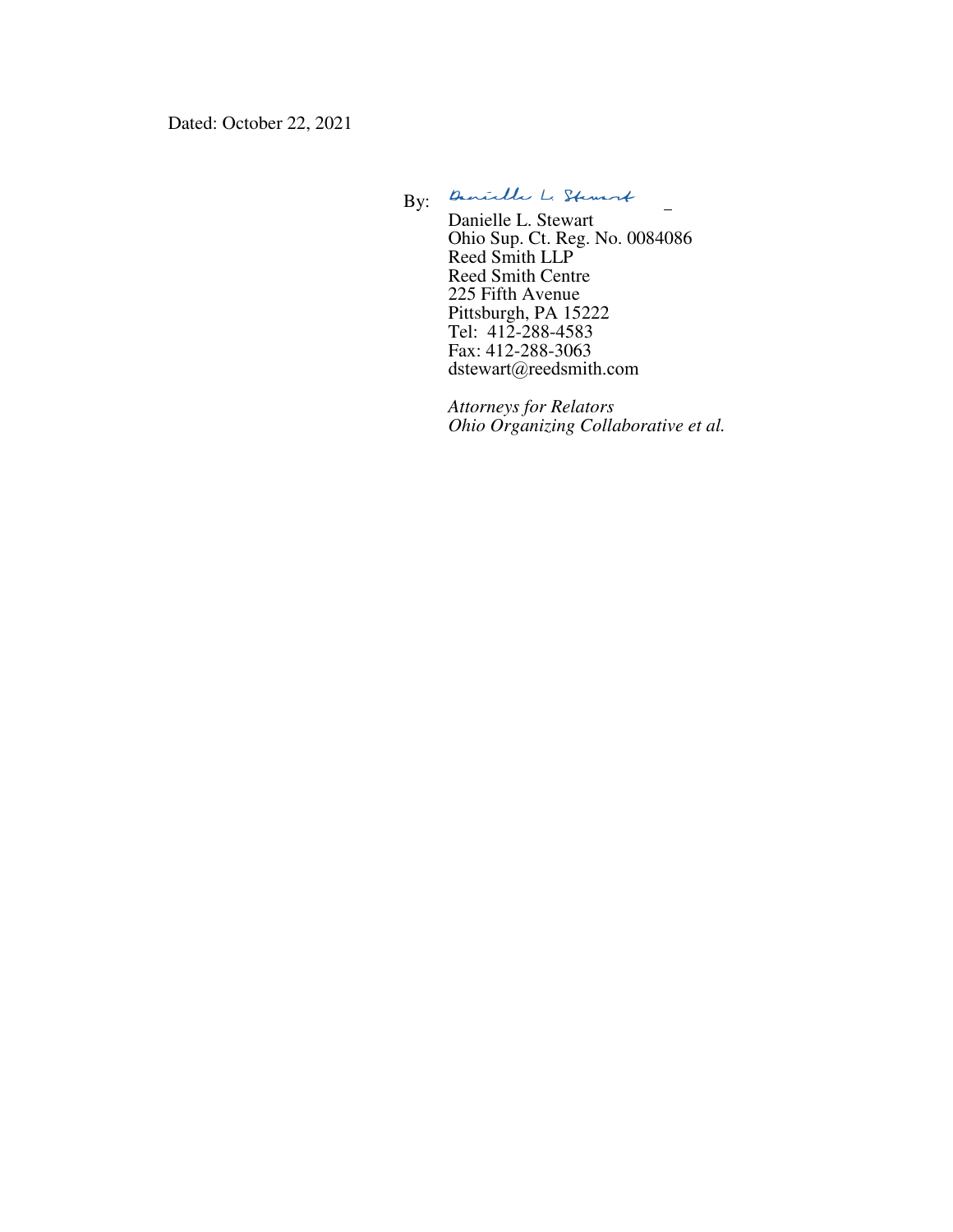Dated: October 22, 2021

By: *Danielle L. Stewart*

Danielle L. Stewart
Ohio Sup. Ct. Reg. No. 0084086
Reed Smith LLP
Reed Smith Centre
225 Fifth Avenue
Pittsburgh, PA 15222
Tel: 412-288-4583
Fax: 412-288-3063
dstewart@reedsmith.com

*Attorneys for Relators*
*Ohio Organizing Collaborative et al.*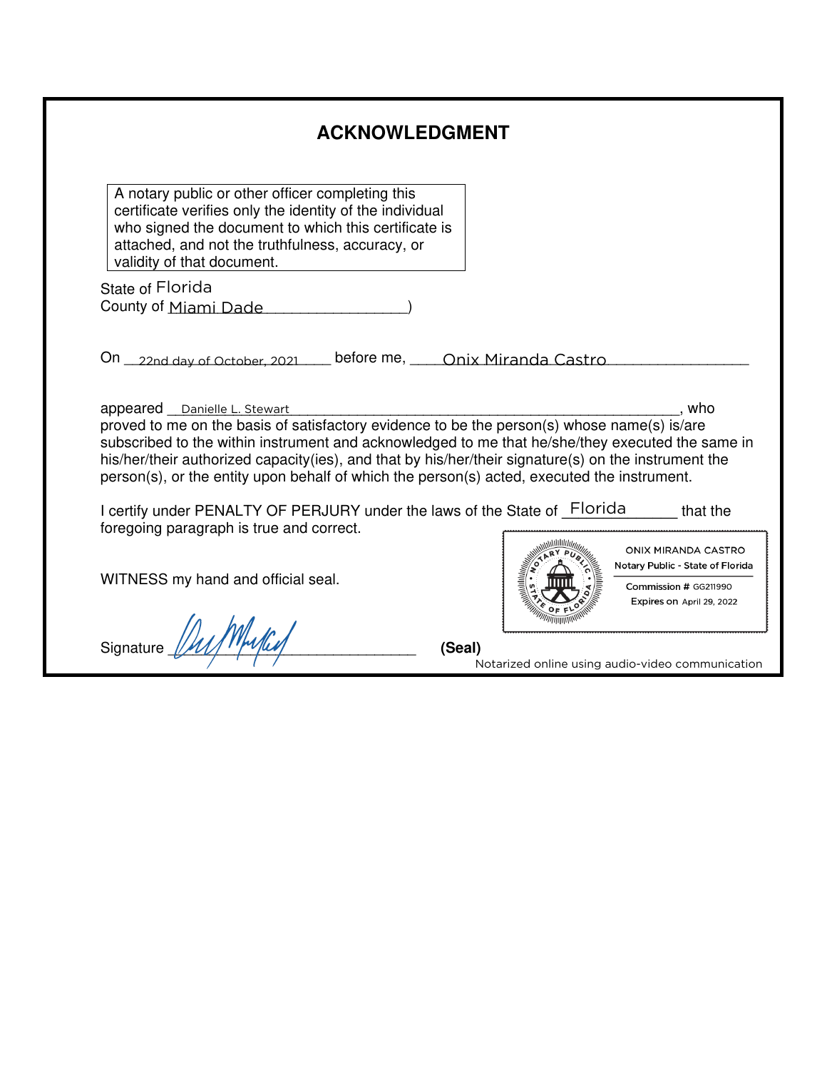# ACKNOWLEDGMENT

> A notary public or other officer completing this certificate verifies only the identity of the individual who signed the document to which this certificate is attached, and not the truthfulness, accuracy, or validity of that document.

State of Florida
County of Miami Dade )

On 22nd day of October, 2021 before me, Onix Miranda Castro

appeared Danielle L. Stewart, who proved to me on the basis of satisfactory evidence to be the person(s) whose name(s) is/are subscribed to the within instrument and acknowledged to me that he/she/they executed the same in his/her/their authorized capacity(ies), and that by his/her/their signature(s) on the instrument the person(s), or the entity upon behalf of which the person(s) acted, executed the instrument.

I certify under PENALTY OF PERJURY under the laws of the State of Florida that the foregoing paragraph is true and correct.

WITNESS my hand and official seal.

NOTARY PUBLIC • STATE OF FLORIDA

ONIX MIRANDA CASTRO
Notary Public - State of Florida
Commission # GG211990
Expires on April 29, 2022

Signature ______________________ **(Seal)**

Notarized online using audio-video communication